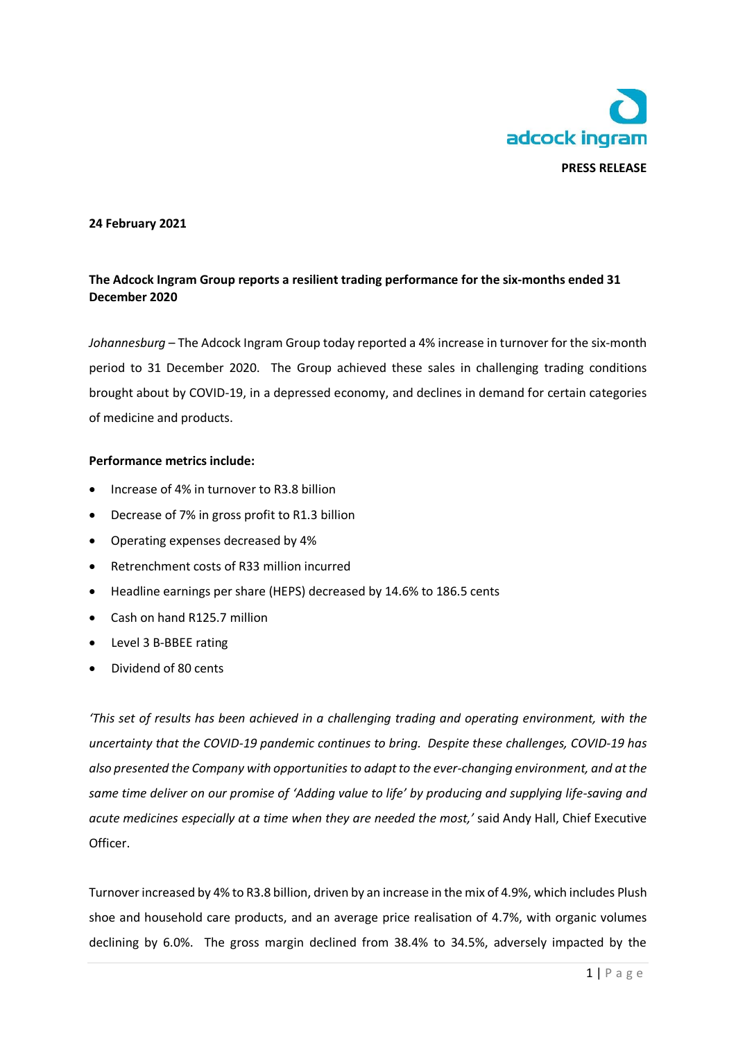adcock ingram

**PRESS RELEASE**

**24 February 2021**

**The Adcock Ingram Group reports a resilient trading performance for the six-months ended 31 December 2020**

*Johannesburg* – The Adcock Ingram Group today reported a 4% increase in turnover for the six-month period to 31 December 2020. The Group achieved these sales in challenging trading conditions brought about by COVID-19, in a depressed economy, and declines in demand for certain categories of medicine and products.

**Performance metrics include:**

- Increase of 4% in turnover to R3.8 billion
- Decrease of 7% in gross profit to R1.3 billion
- Operating expenses decreased by 4%
- Retrenchment costs of R33 million incurred
- Headline earnings per share (HEPS) decreased by 14.6% to 186.5 cents
- Cash on hand R125.7 million
- Level 3 B-BBEE rating
- Dividend of 80 cents

*'This set of results has been achieved in a challenging trading and operating environment, with the uncertainty that the COVID-19 pandemic continues to bring. Despite these challenges, COVID-19 has also presented the Company with opportunities to adapt to the ever-changing environment, and at the same time deliver on our promise of 'Adding value to life' by producing and supplying life-saving and acute medicines especially at a time when they are needed the most,'* said Andy Hall, Chief Executive Officer.

Turnover increased by 4% to R3.8 billion, driven by an increase in the mix of 4.9%, which includes Plush shoe and household care products, and an average price realisation of 4.7%, with organic volumes declining by 6.0%. The gross margin declined from 38.4% to 34.5%, adversely impacted by the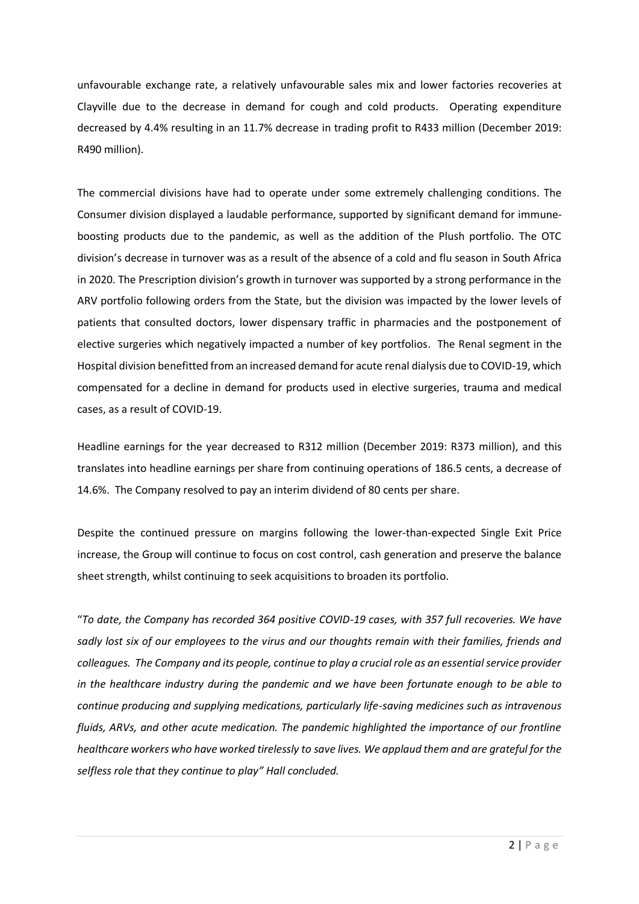unfavourable exchange rate, a relatively unfavourable sales mix and lower factories recoveries at Clayville due to the decrease in demand for cough and cold products. Operating expenditure decreased by 4.4% resulting in an 11.7% decrease in trading profit to R433 million (December 2019: R490 million).

The commercial divisions have had to operate under some extremely challenging conditions. The Consumer division displayed a laudable performance, supported by significant demand for immune-boosting products due to the pandemic, as well as the addition of the Plush portfolio. The OTC division's decrease in turnover was as a result of the absence of a cold and flu season in South Africa in 2020. The Prescription division's growth in turnover was supported by a strong performance in the ARV portfolio following orders from the State, but the division was impacted by the lower levels of patients that consulted doctors, lower dispensary traffic in pharmacies and the postponement of elective surgeries which negatively impacted a number of key portfolios. The Renal segment in the Hospital division benefitted from an increased demand for acute renal dialysis due to COVID-19, which compensated for a decline in demand for products used in elective surgeries, trauma and medical cases, as a result of COVID-19.

Headline earnings for the year decreased to R312 million (December 2019: R373 million), and this translates into headline earnings per share from continuing operations of 186.5 cents, a decrease of 14.6%. The Company resolved to pay an interim dividend of 80 cents per share.

Despite the continued pressure on margins following the lower-than-expected Single Exit Price increase, the Group will continue to focus on cost control, cash generation and preserve the balance sheet strength, whilst continuing to seek acquisitions to broaden its portfolio.

"*To date, the Company has recorded 364 positive COVID-19 cases, with 357 full recoveries. We have sadly lost six of our employees to the virus and our thoughts remain with their families, friends and colleagues. The Company and its people, continue to play a crucial role as an essential service provider in the healthcare industry during the pandemic and we have been fortunate enough to be able to continue producing and supplying medications, particularly life-saving medicines such as intravenous fluids, ARVs, and other acute medication. The pandemic highlighted the importance of our frontline healthcare workers who have worked tirelessly to save lives. We applaud them and are grateful for the selfless role that they continue to play" Hall concluded.*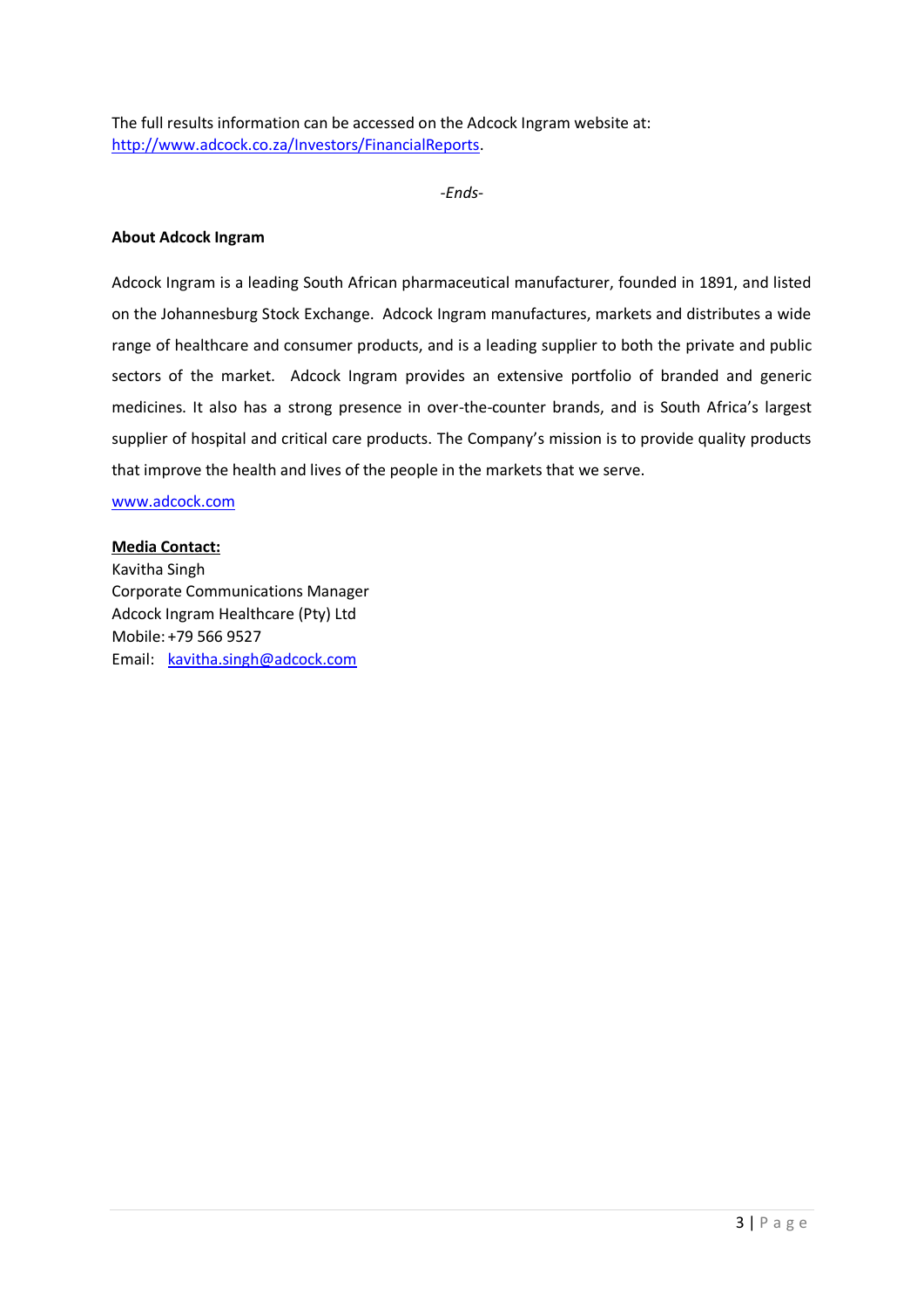The full results information can be accessed on the Adcock Ingram website at: http://www.adcock.co.za/Investors/FinancialReports.

*-Ends-*

**About Adcock Ingram**

Adcock Ingram is a leading South African pharmaceutical manufacturer, founded in 1891, and listed on the Johannesburg Stock Exchange. Adcock Ingram manufactures, markets and distributes a wide range of healthcare and consumer products, and is a leading supplier to both the private and public sectors of the market. Adcock Ingram provides an extensive portfolio of branded and generic medicines. It also has a strong presence in over-the-counter brands, and is South Africa's largest supplier of hospital and critical care products. The Company's mission is to provide quality products that improve the health and lives of the people in the markets that we serve.

www.adcock.com

**Media Contact:**
Kavitha Singh
Corporate Communications Manager
Adcock Ingram Healthcare (Pty) Ltd
Mobile: +79 566 9527
Email: kavitha.singh@adcock.com